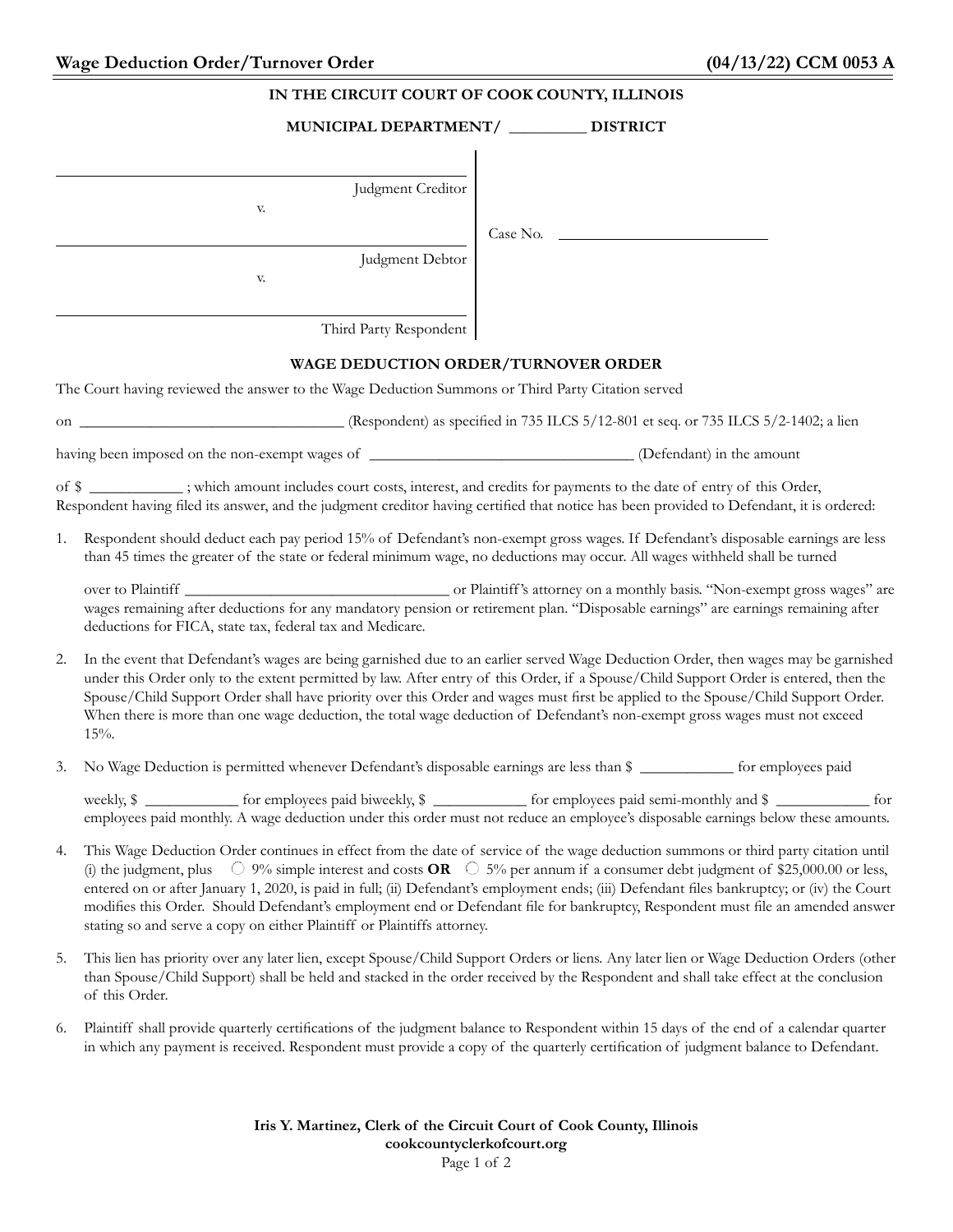**Wage Deduction Order/Turnover Order** **(04/13/22) CCM 0053 A**

**IN THE CIRCUIT COURT OF COOK COUNTY, ILLINOIS**

**MUNICIPAL DEPARTMENT/ __________ DISTRICT**

| | |
|---|---|
| ______________________________ Judgment Creditor | |
| v. | Case No. ____________________________ |
| ______________________________ Judgment Debtor | |
| v. | |
| ______________________________ Third Party Respondent | |

**WAGE DEDUCTION ORDER/TURNOVER ORDER**

The Court having reviewed the answer to the Wage Deduction Summons or Third Party Citation served

on ___________________________________ (Respondent) as specified in 735 ILCS 5/12-801 et seq. or 735 ILCS 5/2-1402; a lien

having been imposed on the non-exempt wages of ___________________________________ (Defendant) in the amount

of $ ____________ ; which amount includes court costs, interest, and credits for payments to the date of entry of this Order, Respondent having filed its answer, and the judgment creditor having certified that notice has been provided to Defendant, it is ordered:

1. Respondent should deduct each pay period 15% of Defendant's non-exempt gross wages. If Defendant's disposable earnings are less than 45 times the greater of the state or federal minimum wage, no deductions may occur. All wages withheld shall be turned

   over to Plaintiff ___________________________________ or Plaintiff's attorney on a monthly basis. "Non-exempt gross wages" are wages remaining after deductions for any mandatory pension or retirement plan. "Disposable earnings" are earnings remaining after deductions for FICA, state tax, federal tax and Medicare.

2. In the event that Defendant's wages are being garnished due to an earlier served Wage Deduction Order, then wages may be garnished under this Order only to the extent permitted by law. After entry of this Order, if a Spouse/Child Support Order is entered, then the Spouse/Child Support Order shall have priority over this Order and wages must first be applied to the Spouse/Child Support Order. When there is more than one wage deduction, the total wage deduction of Defendant's non-exempt gross wages must not exceed 15%.

3. No Wage Deduction is permitted whenever Defendant's disposable earnings are less than $ ____________ for employees paid

   weekly, $ ____________ for employees paid biweekly, $ ____________ for employees paid semi-monthly and $ ____________ for employees paid monthly. A wage deduction under this order must not reduce an employee's disposable earnings below these amounts.

4. This Wage Deduction Order continues in effect from the date of service of the wage deduction summons or third party citation until (i) the judgment, plus ◯ 9% simple interest and costs **OR** ◯ 5% per annum if a consumer debt judgment of $25,000.00 or less, entered on or after January 1, 2020, is paid in full; (ii) Defendant's employment ends; (iii) Defendant files bankruptcy; or (iv) the Court modifies this Order. Should Defendant's employment end or Defendant file for bankruptcy, Respondent must file an amended answer stating so and serve a copy on either Plaintiff or Plaintiffs attorney.

5. This lien has priority over any later lien, except Spouse/Child Support Orders or liens. Any later lien or Wage Deduction Orders (other than Spouse/Child Support) shall be held and stacked in the order received by the Respondent and shall take effect at the conclusion of this Order.

6. Plaintiff shall provide quarterly certifications of the judgment balance to Respondent within 15 days of the end of a calendar quarter in which any payment is received. Respondent must provide a copy of the quarterly certification of judgment balance to Defendant.

**Iris Y. Martinez, Clerk of the Circuit Court of Cook County, Illinois**
**cookcountyclerkofcourt.org**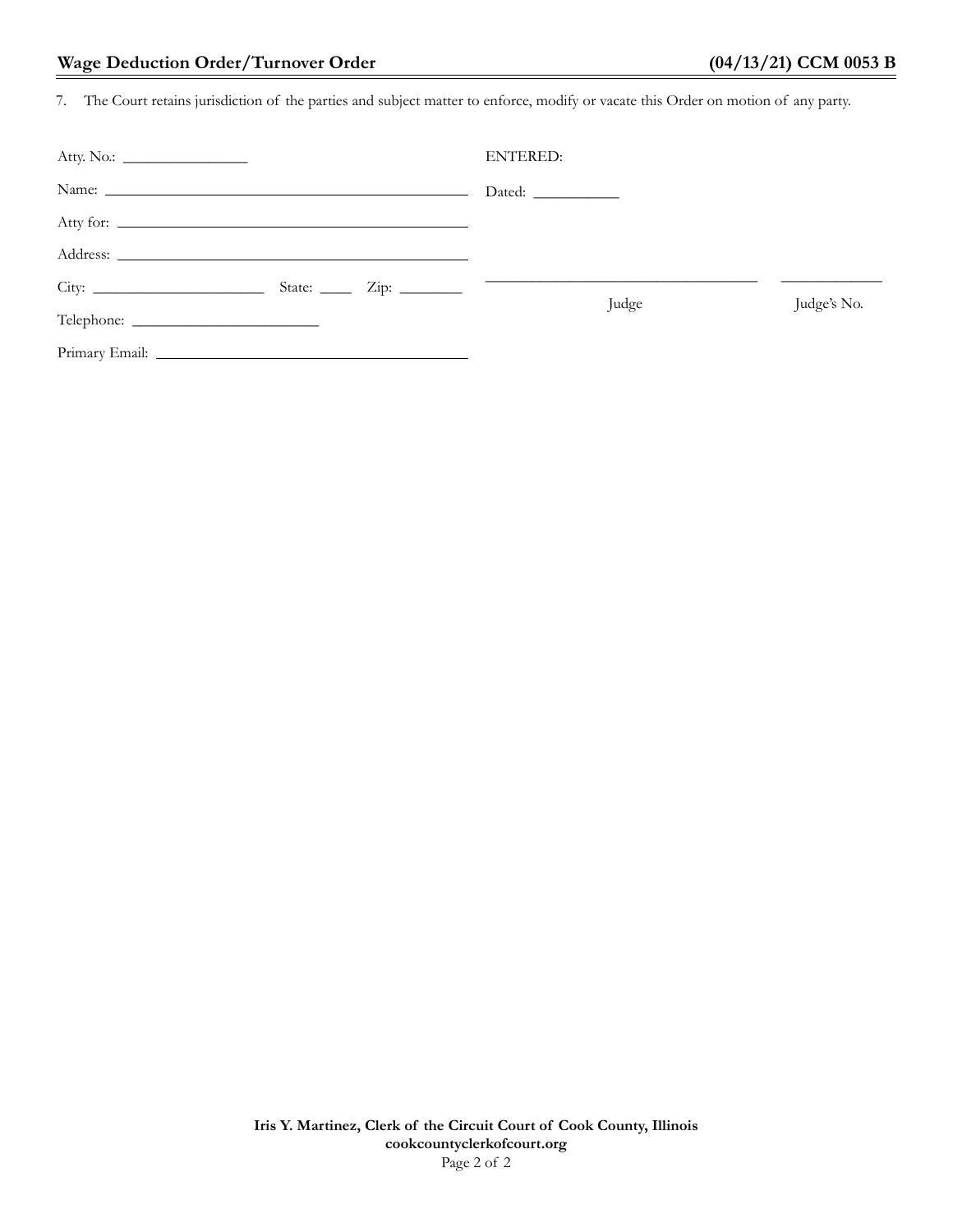7. The Court retains jurisdiction of the parties and subject matter to enforce, modify or vacate this Order on motion of any party.

Atty. No.: ________________

Name: ________________________________________________

Atty for: ______________________________________________

Address: ______________________________________________

City: ______________________ State: ____ Zip: ________

Telephone: ________________________

Primary Email: ________________________________________

ENTERED:

Dated: ___________

___________________________________ _____________

Judge Judge's No.

**Iris Y. Martinez, Clerk of the Circuit Court of Cook County, Illinois**
**cookcountyclerkofcourt.org**